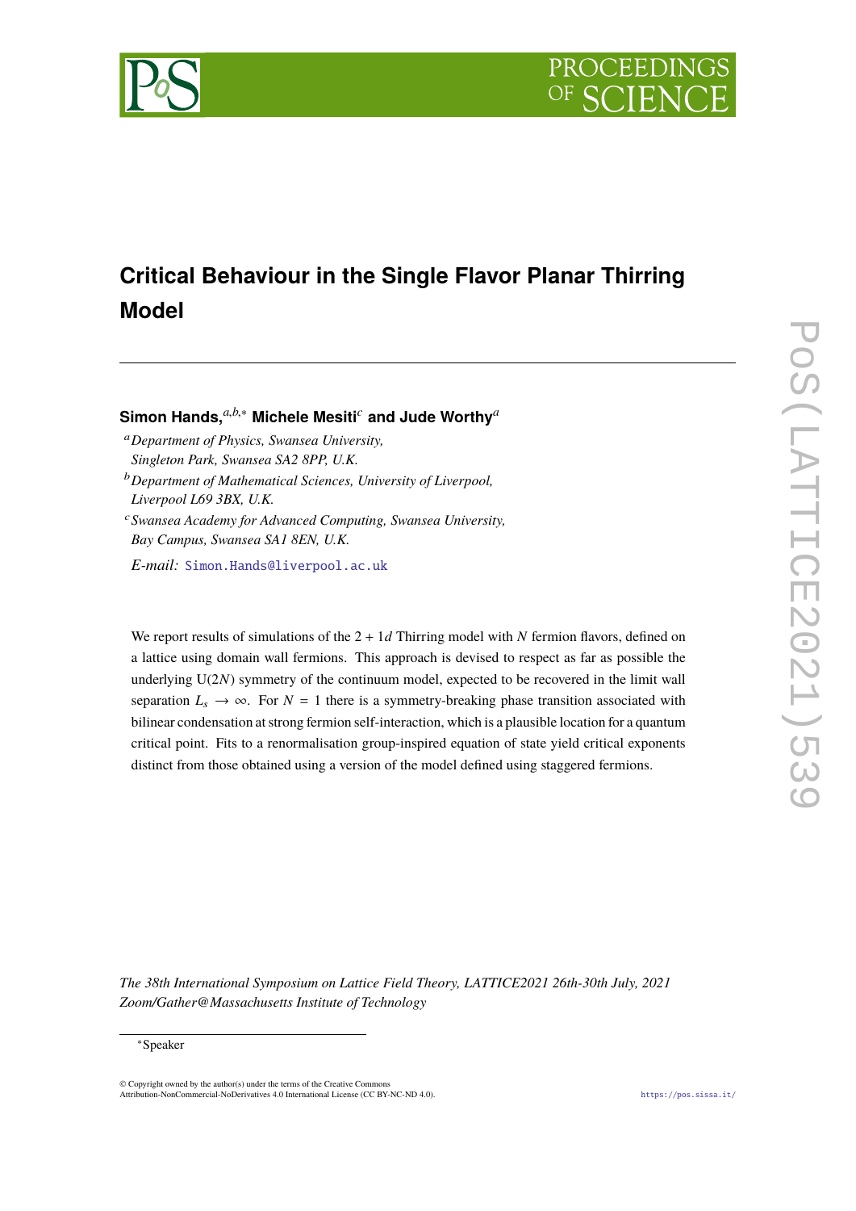# Critical Behaviour in the Single Flavor Planar Thirring Model

**Simon Hands,**[a,b,*] **Michele Mesiti**[c] **and Jude Worthy**[a]

[a] *Department of Physics, Swansea University, Singleton Park, Swansea SA2 8PP, U.K.*

[b] *Department of Mathematical Sciences, University of Liverpool, Liverpool L69 3BX, U.K.*

[c] *Swansea Academy for Advanced Computing, Swansea University, Bay Campus, Swansea SA1 8EN, U.K.*

*E-mail:* Simon.Hands@liverpool.ac.uk

We report results of simulations of the $2+1d$ Thirring model with $N$ fermion flavors, defined on a lattice using domain wall fermions. This approach is devised to respect as far as possible the underlying U($2N$) symmetry of the continuum model, expected to be recovered in the limit wall separation $L_s \to \infty$. For $N = 1$ there is a symmetry-breaking phase transition associated with bilinear condensation at strong fermion self-interaction, which is a plausible location for a quantum critical point. Fits to a renormalisation group-inspired equation of state yield critical exponents distinct from those obtained using a version of the model defined using staggered fermions.

*The 38th International Symposium on Lattice Field Theory, LATTICE2021 26th-30th July, 2021 Zoom/Gather@Massachusetts Institute of Technology*

[*] Speaker

© Copyright owned by the author(s) under the terms of the Creative Commons Attribution-NonCommercial-NoDerivatives 4.0 International License (CC BY-NC-ND 4.0).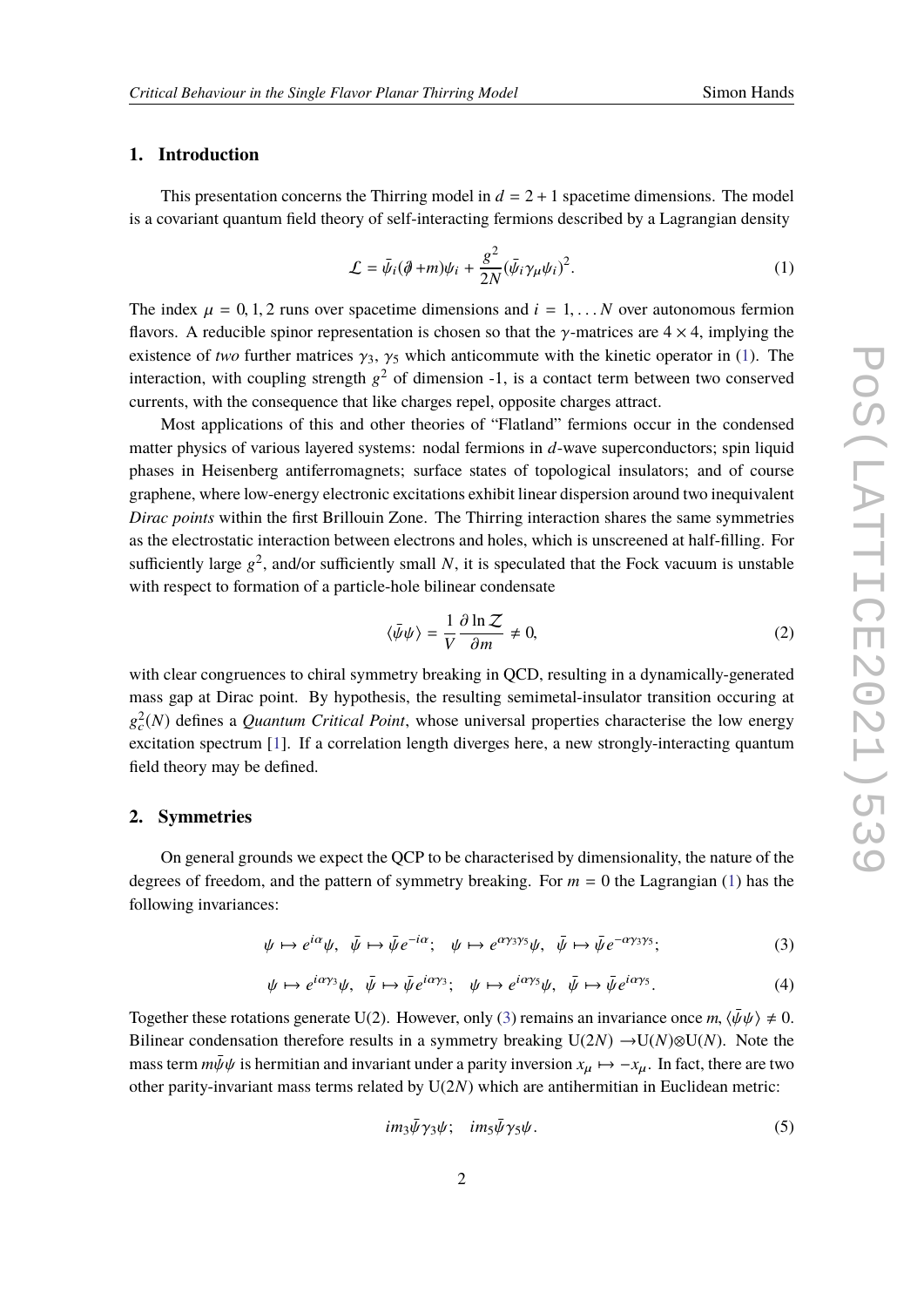## 1. Introduction

This presentation concerns the Thirring model in $d = 2+1$ spacetime dimensions. The model is a covariant quantum field theory of self-interacting fermions described by a Lagrangian density

$$\mathcal{L} = \bar{\psi}_i(\partial\!\!\!/ + m)\psi_i + \frac{g^2}{2N}(\bar{\psi}_i\gamma_\mu\psi_i)^2. \tag{1}$$

The index $\mu = 0, 1, 2$ runs over spacetime dimensions and $i = 1, \ldots N$ over autonomous fermion flavors. A reducible spinor representation is chosen so that the $\gamma$-matrices are $4 \times 4$, implying the existence of *two* further matrices $\gamma_3$, $\gamma_5$ which anticommute with the kinetic operator in (1). The interaction, with coupling strength $g^2$ of dimension -1, is a contact term between two conserved currents, with the consequence that like charges repel, opposite charges attract.

Most applications of this and other theories of "Flatland" fermions occur in the condensed matter physics of various layered systems: nodal fermions in $d$-wave superconductors; spin liquid phases in Heisenberg antiferromagnets; surface states of topological insulators; and of course graphene, where low-energy electronic excitations exhibit linear dispersion around two inequivalent *Dirac points* within the first Brillouin Zone. The Thirring interaction shares the same symmetries as the electrostatic interaction between electrons and holes, which is unscreened at half-filling. For sufficiently large $g^2$, and/or sufficiently small $N$, it is speculated that the Fock vacuum is unstable with respect to formation of a particle-hole bilinear condensate

$$\langle\bar{\psi}\psi\rangle = \frac{1}{V}\frac{\partial \ln \mathcal{Z}}{\partial m} \neq 0, \tag{2}$$

with clear congruences to chiral symmetry breaking in QCD, resulting in a dynamically-generated mass gap at Dirac point. By hypothesis, the resulting semimetal-insulator transition occuring at $g_c^2(N)$ defines a *Quantum Critical Point*, whose universal properties characterise the low energy excitation spectrum [1]. If a correlation length diverges here, a new strongly-interacting quantum field theory may be defined.

## 2. Symmetries

On general grounds we expect the QCP to be characterised by dimensionality, the nature of the degrees of freedom, and the pattern of symmetry breaking. For $m = 0$ the Lagrangian (1) has the following invariances:

$$\psi \mapsto e^{i\alpha}\psi, \;\; \bar{\psi} \mapsto \bar{\psi}e^{-i\alpha}; \;\;\; \psi \mapsto e^{\alpha\gamma_3\gamma_5}\psi, \;\; \bar{\psi} \mapsto \bar{\psi}e^{-\alpha\gamma_3\gamma_5}; \tag{3}$$

$$\psi \mapsto e^{i\alpha\gamma_3}\psi, \;\; \bar{\psi} \mapsto \bar{\psi}e^{i\alpha\gamma_3}; \;\;\; \psi \mapsto e^{i\alpha\gamma_5}\psi, \;\; \bar{\psi} \mapsto \bar{\psi}e^{i\alpha\gamma_5}. \tag{4}$$

Together these rotations generate U(2). However, only (3) remains an invariance once $m, \langle\bar{\psi}\psi\rangle \neq 0$. Bilinear condensation therefore results in a symmetry breaking U($2N$) $\to$U($N$)$\otimes$U($N$). Note the mass term $m\bar{\psi}\psi$ is hermitian and invariant under a parity inversion $x_\mu \mapsto -x_\mu$. In fact, there are two other parity-invariant mass terms related by U($2N$) which are antihermitian in Euclidean metric:

$$im_3\bar{\psi}\gamma_3\psi; \quad im_5\bar{\psi}\gamma_5\psi. \tag{5}$$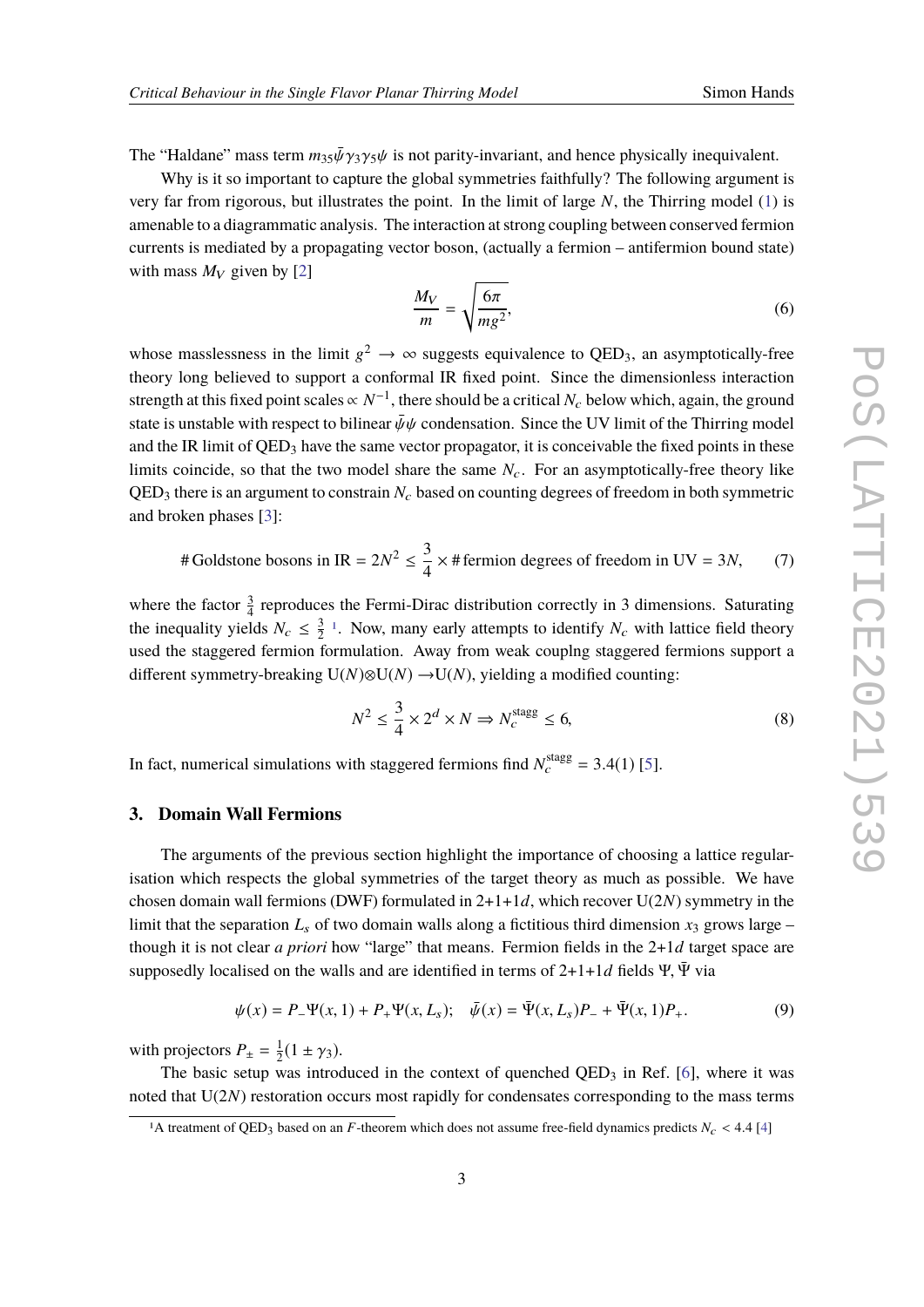The "Haldane" mass term $m_{35}\bar{\psi}\gamma_3\gamma_5\psi$ is not parity-invariant, and hence physically inequivalent.

Why is it so important to capture the global symmetries faithfully? The following argument is very far from rigorous, but illustrates the point. In the limit of large $N$, the Thirring model (1) is amenable to a diagrammatic analysis. The interaction at strong coupling between conserved fermion currents is mediated by a propagating vector boson, (actually a fermion – antifermion bound state) with mass $M_V$ given by [2]

$$\frac{M_V}{m} = \sqrt{\frac{6\pi}{mg^2}}, \tag{6}$$

whose masslessness in the limit $g^2 \to \infty$ suggests equivalence to QED$_3$, an asymptotically-free theory long believed to support a conformal IR fixed point. Since the dimensionless interaction strength at this fixed point scales $\propto N^{-1}$, there should be a critical $N_c$ below which, again, the ground state is unstable with respect to bilinear $\bar{\psi}\psi$ condensation. Since the UV limit of the Thirring model and the IR limit of QED$_3$ have the same vector propagator, it is conceivable the fixed points in these limits coincide, so that the two model share the same $N_c$. For an asymptotically-free theory like QED$_3$ there is an argument to constrain $N_c$ based on counting degrees of freedom in both symmetric and broken phases [3]:

$$\#\,\text{Goldstone bosons in IR} = 2N^2 \leq \frac{3}{4} \times \#\,\text{fermion degrees of freedom in UV} = 3N, \tag{7}$$

where the factor $\frac{3}{4}$ reproduces the Fermi-Dirac distribution correctly in 3 dimensions. Saturating the inequality yields $N_c \leq \frac{3}{2}$ [1]. Now, many early attempts to identify $N_c$ with lattice field theory used the staggered fermion formulation. Away from weak couplng staggered fermions support a different symmetry-breaking U($N$)$\otimes$U($N$) $\to$U($N$), yielding a modified counting:

$$N^2 \leq \frac{3}{4} \times 2^d \times N \Rightarrow N_c^{\text{stagg}} \leq 6, \tag{8}$$

In fact, numerical simulations with staggered fermions find $N_c^{\text{stagg}} = 3.4(1)$ [5].

## 3. Domain Wall Fermions

The arguments of the previous section highlight the importance of choosing a lattice regularisation which respects the global symmetries of the target theory as much as possible. We have chosen domain wall fermions (DWF) formulated in 2+1+1$d$, which recover U($2N$) symmetry in the limit that the separation $L_s$ of two domain walls along a fictitious third dimension $x_3$ grows large – though it is not clear *a priori* how "large" that means. Fermion fields in the 2+1$d$ target space are supposedly localised on the walls and are identified in terms of 2+1+1$d$ fields $\Psi, \bar{\Psi}$ via

$$\psi(x) = P_-\Psi(x,1) + P_+\Psi(x,L_s); \quad \bar{\psi}(x) = \bar{\Psi}(x,L_s)P_- + \bar{\Psi}(x,1)P_+. \tag{9}$$

with projectors $P_\pm = \frac{1}{2}(1 \pm \gamma_3)$.

The basic setup was introduced in the context of quenched QED$_3$ in Ref. [6], where it was noted that U($2N$) restoration occurs most rapidly for condensates corresponding to the mass terms

[1] A treatment of QED$_3$ based on an $F$-theorem which does not assume free-field dynamics predicts $N_c < 4.4$ [4]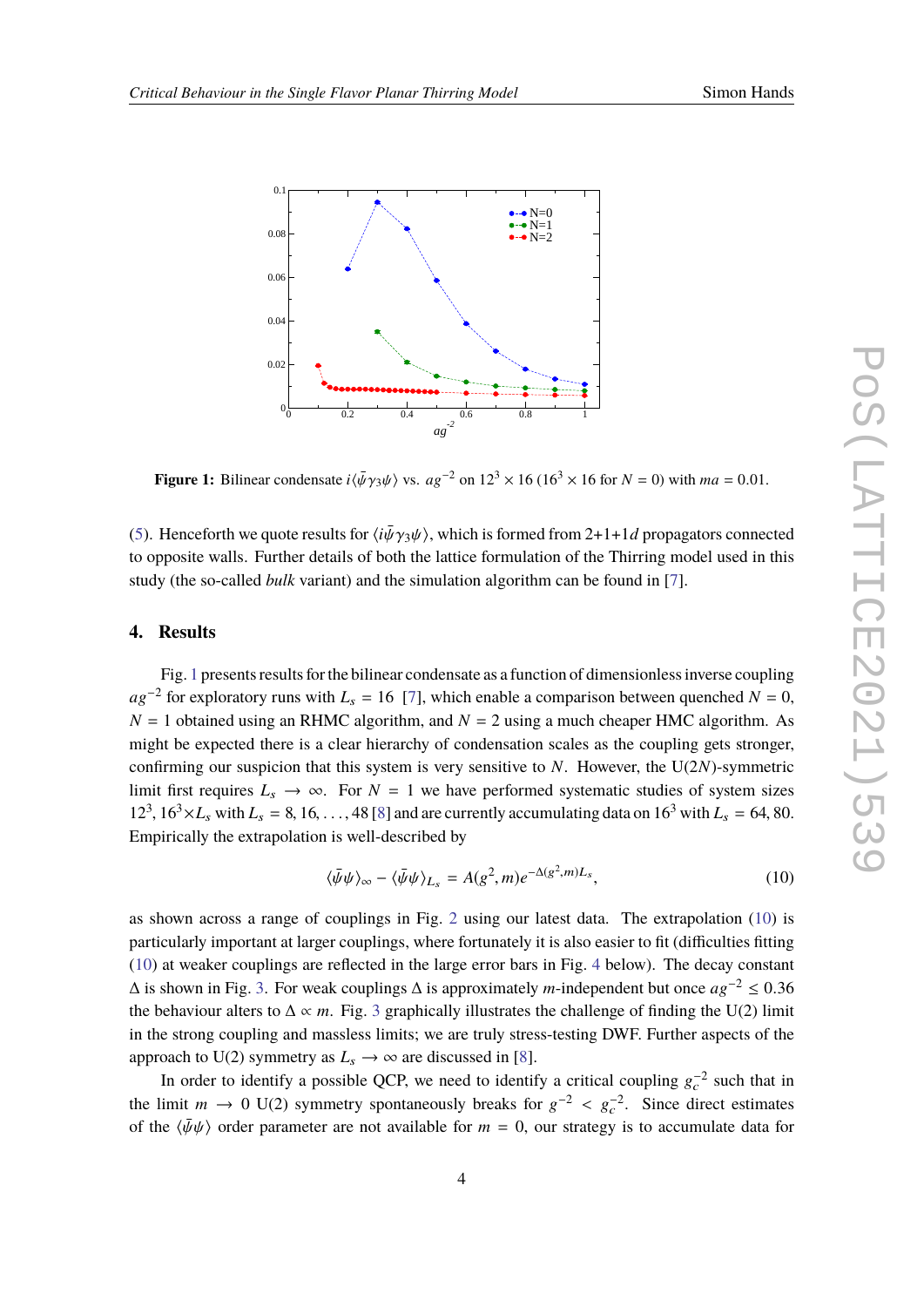**Figure 1:** Bilinear condensate $i\langle\bar\psi\gamma_3\psi\rangle$ vs. $ag^{-2}$ on $12^3\times16$ ($16^3\times16$ for $N=0$) with $ma=0.01$.

(5). Henceforth we quote results for $\langle i\bar\psi\gamma_3\psi\rangle$, which is formed from 2+1+1$d$ propagators connected to opposite walls. Further details of both the lattice formulation of the Thirring model used in this study (the so-called *bulk* variant) and the simulation algorithm can be found in [7].

## 4. Results

Fig. 1 presents results for the bilinear condensate as a function of dimensionless inverse coupling $ag^{-2}$ for exploratory runs with $L_s=16$ [7], which enable a comparison between quenched $N=0$, $N=1$ obtained using an RHMC algorithm, and $N=2$ using a much cheaper HMC algorithm. As might be expected there is a clear hierarchy of condensation scales as the coupling gets stronger, confirming our suspicion that this system is very sensitive to $N$. However, the U($2N$)-symmetric limit first requires $L_s\to\infty$. For $N=1$ we have performed systematic studies of system sizes $12^3$, $16^3\times L_s$ with $L_s=8,16,\ldots,48$ [8] and are currently accumulating data on $16^3$ with $L_s=64,80$. Empirically the extrapolation is well-described by

$$\langle\bar\psi\psi\rangle_\infty-\langle\bar\psi\psi\rangle_{L_s}=A(g^2,m)e^{-\Delta(g^2,m)L_s}, \tag{10}$$

as shown across a range of couplings in Fig. 2 using our latest data. The extrapolation (10) is particularly important at larger couplings, where fortunately it is also easier to fit (difficulties fitting (10) at weaker couplings are reflected in the large error bars in Fig. 4 below). The decay constant $\Delta$ is shown in Fig. 3. For weak couplings $\Delta$ is approximately $m$-independent but once $ag^{-2}\le0.36$ the behaviour alters to $\Delta\propto m$. Fig. 3 graphically illustrates the challenge of finding the U(2) limit in the strong coupling and massless limits; we are truly stress-testing DWF. Further aspects of the approach to U(2) symmetry as $L_s\to\infty$ are discussed in [8].

In order to identify a possible QCP, we need to identify a critical coupling $g_c^{-2}$ such that in the limit $m\to0$ U(2) symmetry spontaneously breaks for $g^{-2}<g_c^{-2}$. Since direct estimates of the $\langle\bar\psi\psi\rangle$ order parameter are not available for $m=0$, our strategy is to accumulate data for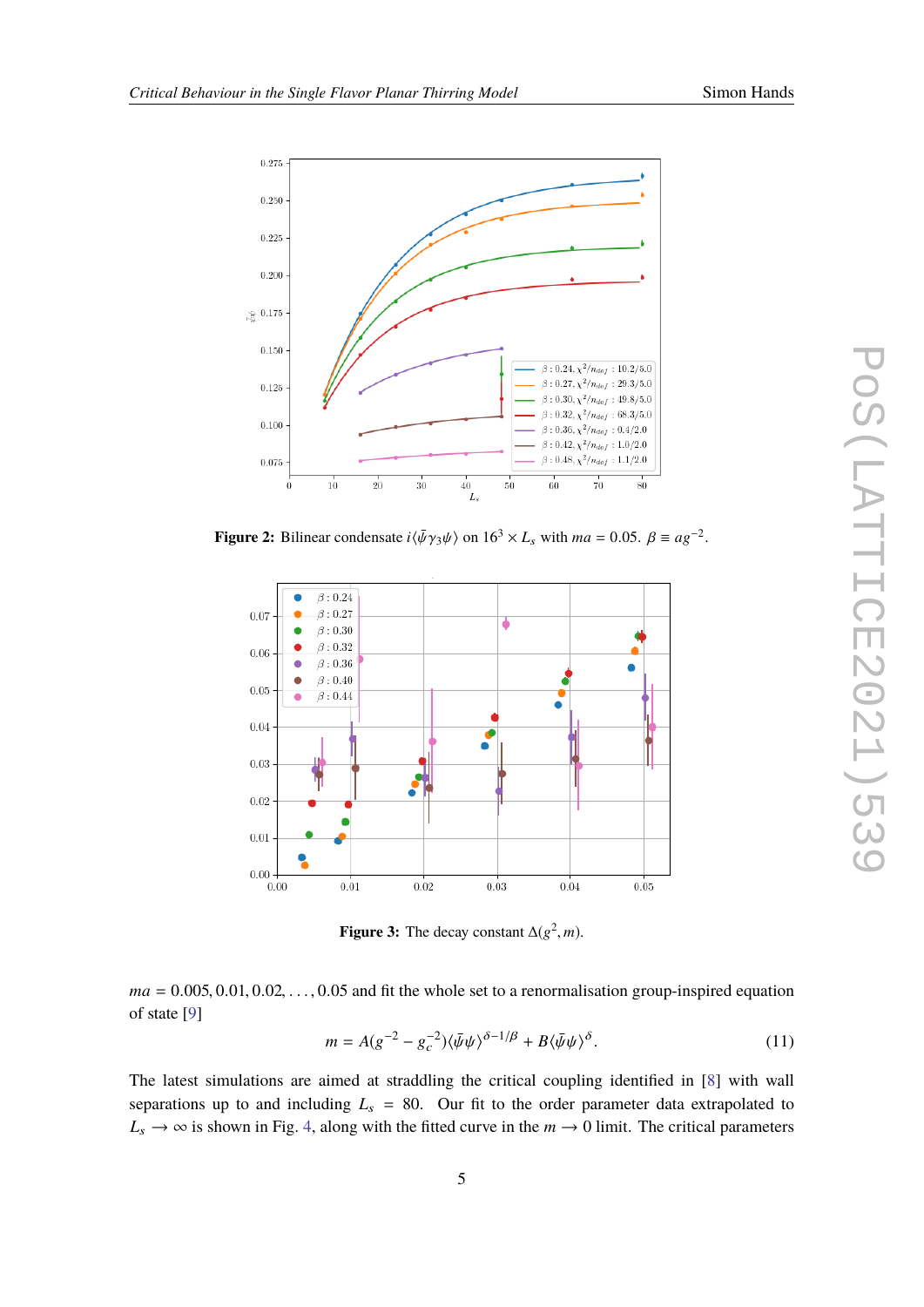**Figure 2:** Bilinear condensate $i\langle\bar{\psi}\gamma_3\psi\rangle$ on $16^3 \times L_s$ with $ma = 0.05$. $\beta \equiv ag^{-2}$.

**Figure 3:** The decay constant $\Delta(g^2, m)$.

$ma = 0.005, 0.01, 0.02, \ldots, 0.05$ and fit the whole set to a renormalisation group-inspired equation of state [9]

$$m = A(g^{-2} - g_c^{-2})\langle\bar{\psi}\psi\rangle^{\delta - 1/\beta} + B\langle\bar{\psi}\psi\rangle^{\delta}. \tag{11}$$

The latest simulations are aimed at straddling the critical coupling identified in [8] with wall separations up to and including $L_s = 80$. Our fit to the order parameter data extrapolated to $L_s \to \infty$ is shown in Fig. 4, along with the fitted curve in the $m \to 0$ limit. The critical parameters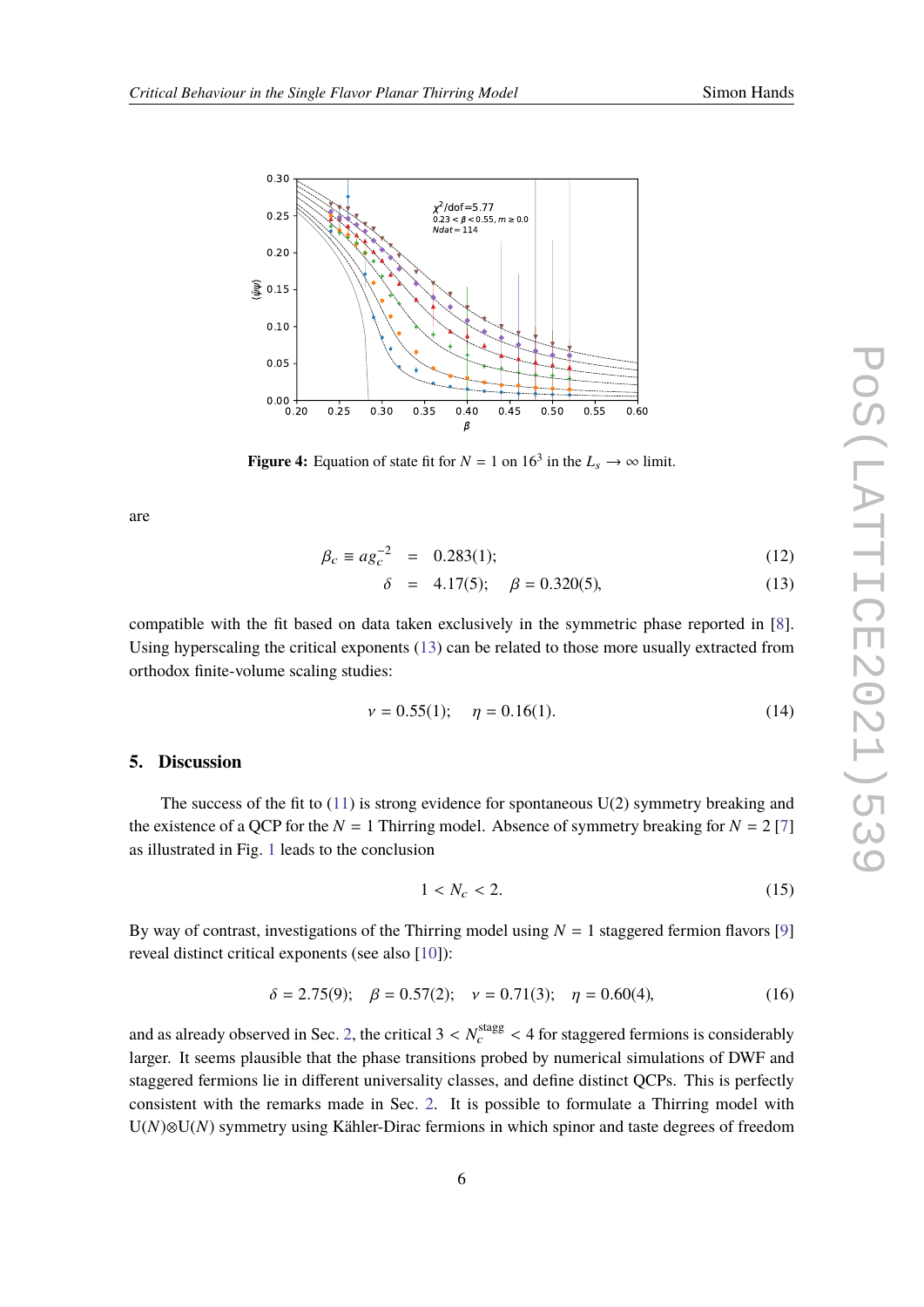Figure 4: Equation of state fit for $N = 1$ on $16^3$ in the $L_s \to \infty$ limit.

are

$$\beta_c \equiv ag_c^{-2} = 0.283(1); \tag{12}$$

$$\delta = 4.17(5); \quad \beta = 0.320(5), \tag{13}$$

compatible with the fit based on data taken exclusively in the symmetric phase reported in [8]. Using hyperscaling the critical exponents (13) can be related to those more usually extracted from orthodox finite-volume scaling studies:

$$\nu = 0.55(1); \quad \eta = 0.16(1). \tag{14}$$

## 5. Discussion

The success of the fit to (11) is strong evidence for spontaneous U(2) symmetry breaking and the existence of a QCP for the $N = 1$ Thirring model. Absence of symmetry breaking for $N = 2$ [7] as illustrated in Fig. 1 leads to the conclusion

$$1 < N_c < 2. \tag{15}$$

By way of contrast, investigations of the Thirring model using $N = 1$ staggered fermion flavors [9] reveal distinct critical exponents (see also [10]):

$$\delta = 2.75(9); \quad \beta = 0.57(2); \quad \nu = 0.71(3); \quad \eta = 0.60(4), \tag{16}$$

and as already observed in Sec. 2, the critical $3 < N_c^{\text{stagg}} < 4$ for staggered fermions is considerably larger. It seems plausible that the phase transitions probed by numerical simulations of DWF and staggered fermions lie in different universality classes, and define distinct QCPs. This is perfectly consistent with the remarks made in Sec. 2. It is possible to formulate a Thirring model with U($N$)⊗U($N$) symmetry using Kähler-Dirac fermions in which spinor and taste degrees of freedom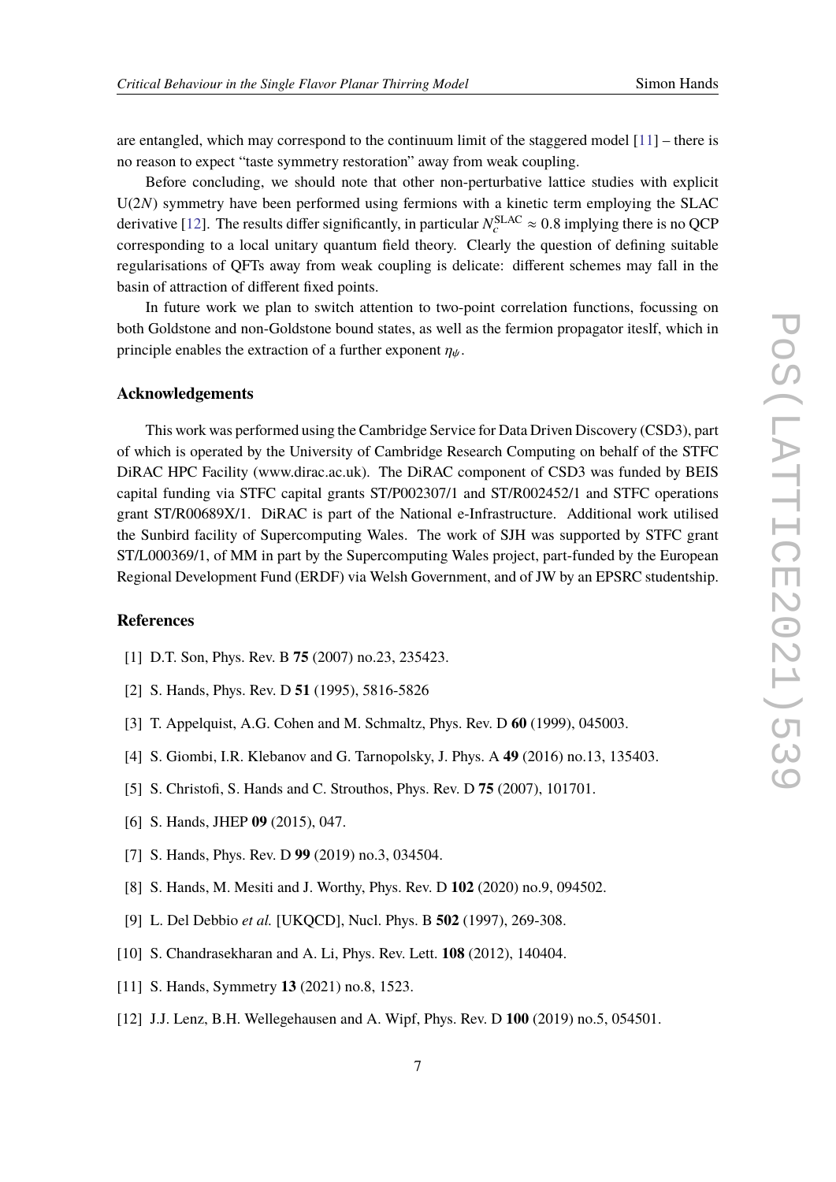are entangled, which may correspond to the continuum limit of the staggered model [11] – there is no reason to expect "taste symmetry restoration" away from weak coupling.

Before concluding, we should note that other non-perturbative lattice studies with explicit U($2N$) symmetry have been performed using fermions with a kinetic term employing the SLAC derivative [12]. The results differ significantly, in particular $N_c^{\rm SLAC} \approx 0.8$ implying there is no QCP corresponding to a local unitary quantum field theory. Clearly the question of defining suitable regularisations of QFTs away from weak coupling is delicate: different schemes may fall in the basin of attraction of different fixed points.

In future work we plan to switch attention to two-point correlation functions, focussing on both Goldstone and non-Goldstone bound states, as well as the fermion propagator iteslf, which in principle enables the extraction of a further exponent $\eta_\psi$.

## Acknowledgements

This work was performed using the Cambridge Service for Data Driven Discovery (CSD3), part of which is operated by the University of Cambridge Research Computing on behalf of the STFC DiRAC HPC Facility (www.dirac.ac.uk). The DiRAC component of CSD3 was funded by BEIS capital funding via STFC capital grants ST/P002307/1 and ST/R002452/1 and STFC operations grant ST/R00689X/1. DiRAC is part of the National e-Infrastructure. Additional work utilised the Sunbird facility of Supercomputing Wales. The work of SJH was supported by STFC grant ST/L000369/1, of MM in part by the Supercomputing Wales project, part-funded by the European Regional Development Fund (ERDF) via Welsh Government, and of JW by an EPSRC studentship.

## References

[1] D.T. Son, Phys. Rev. B **75** (2007) no.23, 235423.

[2] S. Hands, Phys. Rev. D **51** (1995), 5816-5826

[3] T. Appelquist, A.G. Cohen and M. Schmaltz, Phys. Rev. D **60** (1999), 045003.

[4] S. Giombi, I.R. Klebanov and G. Tarnopolsky, J. Phys. A **49** (2016) no.13, 135403.

[5] S. Christofi, S. Hands and C. Strouthos, Phys. Rev. D **75** (2007), 101701.

[6] S. Hands, JHEP **09** (2015), 047.

[7] S. Hands, Phys. Rev. D **99** (2019) no.3, 034504.

[8] S. Hands, M. Mesiti and J. Worthy, Phys. Rev. D **102** (2020) no.9, 094502.

[9] L. Del Debbio *et al.* [UKQCD], Nucl. Phys. B **502** (1997), 269-308.

[10] S. Chandrasekharan and A. Li, Phys. Rev. Lett. **108** (2012), 140404.

[11] S. Hands, Symmetry **13** (2021) no.8, 1523.

[12] J.J. Lenz, B.H. Wellegehausen and A. Wipf, Phys. Rev. D **100** (2019) no.5, 054501.